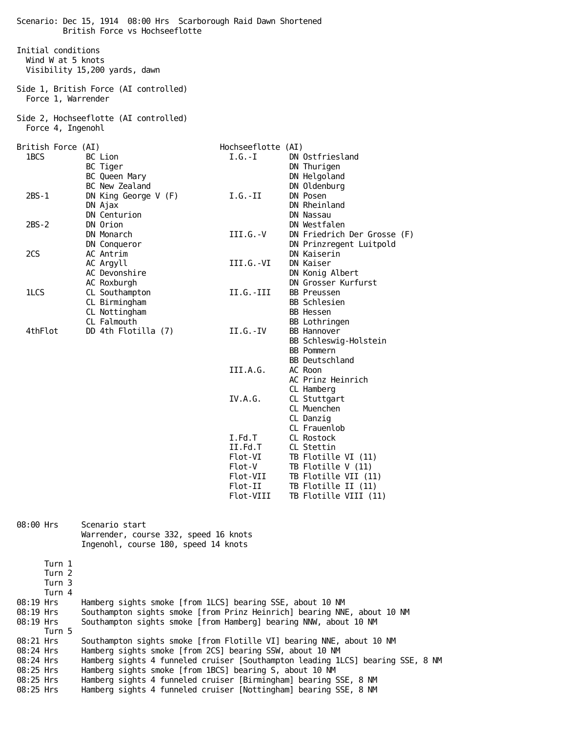Scenario: Dec 15, 1914  08:00 Hrs  Scarborough Raid Dawn Shortened
British Force vs Hochseeflotte

Initial conditions
- Wind W at 5 knots
- Visibility 15,200 yards, dawn

Side 1, British Force (AI controlled)
- Force 1, Warrender

Side 2, Hochseeflotte (AI controlled)
- Force 4, Ingenohl

| British Force (AI) | | Hochseeflotte (AI) | |
|---|---|---|---|
| 1BCS | BC Lion | I.G.-I | DN Ostfriesland |
| | BC Tiger | | DN Thurigen |
| | BC Queen Mary | | DN Helgoland |
| | BC New Zealand | | DN Oldenburg |
| 2BS-1 | DN King George V (F) | I.G.-II | DN Posen |
| | DN Ajax | | DN Rheinland |
| | DN Centurion | | DN Nassau |
| 2BS-2 | DN Orion | | DN Westfalen |
| | DN Monarch | III.G.-V | DN Friedrich Der Grosse (F) |
| | DN Conqueror | | DN Prinzregent Luitpold |
| 2CS | AC Antrim | | DN Kaiserin |
| | AC Argyll | III.G.-VI | DN Kaiser |
| | AC Devonshire | | DN Konig Albert |
| | AC Roxburgh | | DN Grosser Kurfurst |
| 1LCS | CL Southampton | II.G.-III | BB Preussen |
| | CL Birmingham | | BB Schlesien |
| | CL Nottingham | | BB Hessen |
| | CL Falmouth | | BB Lothringen |
| 4thFlot | DD 4th Flotilla (7) | II.G.-IV | BB Hannover |
| | | | BB Schleswig-Holstein |
| | | | BB Pommern |
| | | | BB Deutschland |
| | | III.A.G. | AC Roon |
| | | | AC Prinz Heinrich |
| | | | CL Hamberg |
| | | IV.A.G. | CL Stuttgart |
| | | | CL Muenchen |
| | | | CL Danzig |
| | | | CL Frauenlob |
| | | I.Fd.T | CL Rostock |
| | | II.Fd.T | CL Stettin |
| | | Flot-VI | TB Flotille VI (11) |
| | | Flot-V | TB Flotille V (11) |
| | | Flot-VII | TB Flotille VII (11) |
| | | Flot-II | TB Flotille II (11) |
| | | Flot-VIII | TB Flotille VIII (11) |

```
08:00 Hrs     Scenario start
              Warrender, course 332, speed 16 knots
              Ingenohl, course 180, speed 14 knots

      Turn 1
      Turn 2
      Turn 3
      Turn 4
08:19 Hrs     Hamberg sights smoke [from 1LCS] bearing SSE, about 10 NM
08:19 Hrs     Southampton sights smoke [from Prinz Heinrich] bearing NNE, about 10 NM
08:19 Hrs     Southampton sights smoke [from Hamberg] bearing NNW, about 10 NM
      Turn 5
08:21 Hrs     Southampton sights smoke [from Flotille VI] bearing NNE, about 10 NM
08:24 Hrs     Hamberg sights smoke [from 2CS] bearing SSW, about 10 NM
08:24 Hrs     Hamberg sights 4 funneled cruiser [Southampton leading 1LCS] bearing SSE, 8 NM
08:25 Hrs     Hamberg sights smoke [from 1BCS] bearing S, about 10 NM
08:25 Hrs     Hamberg sights 4 funneled cruiser [Birmingham] bearing SSE, 8 NM
08:25 Hrs     Hamberg sights 4 funneled cruiser [Nottingham] bearing SSE, 8 NM
```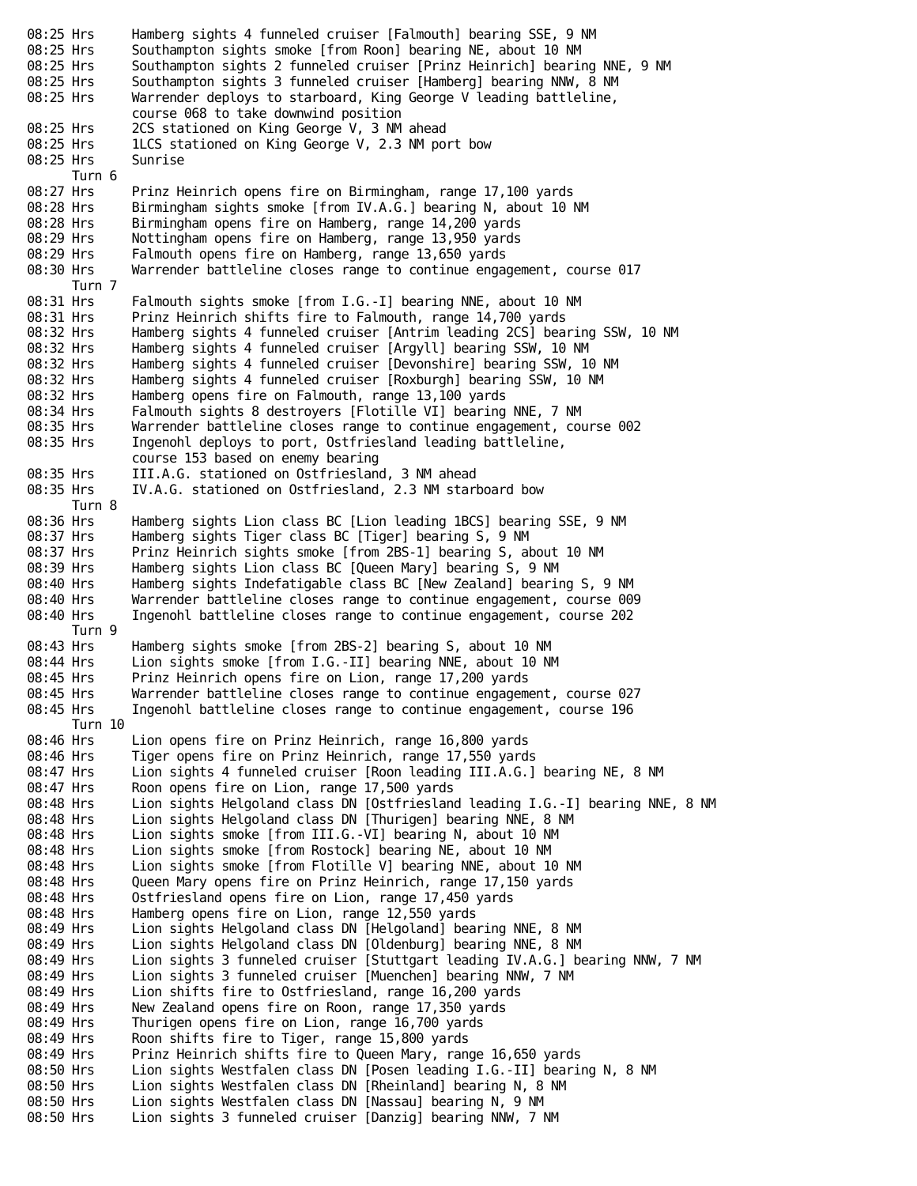```
08:25 Hrs     Hamberg sights 4 funneled cruiser [Falmouth] bearing SSE, 9 NM
08:25 Hrs     Southampton sights smoke [from Roon] bearing NE, about 10 NM
08:25 Hrs     Southampton sights 2 funneled cruiser [Prinz Heinrich] bearing NNE, 9 NM
08:25 Hrs     Southampton sights 3 funneled cruiser [Hamberg] bearing NNW, 8 NM
08:25 Hrs     Warrender deploys to starboard, King George V leading battleline,
              course 068 to take downwind position
08:25 Hrs     2CS stationed on King George V, 3 NM ahead
08:25 Hrs     1LCS stationed on King George V, 2.3 NM port bow
08:25 Hrs     Sunrise
      Turn 6
08:27 Hrs     Prinz Heinrich opens fire on Birmingham, range 17,100 yards
08:28 Hrs     Birmingham sights smoke [from IV.A.G.] bearing N, about 10 NM
08:28 Hrs     Birmingham opens fire on Hamberg, range 14,200 yards
08:29 Hrs     Nottingham opens fire on Hamberg, range 13,950 yards
08:29 Hrs     Falmouth opens fire on Hamberg, range 13,650 yards
08:30 Hrs     Warrender battleline closes range to continue engagement, course 017
      Turn 7
08:31 Hrs     Falmouth sights smoke [from I.G.-I] bearing NNE, about 10 NM
08:31 Hrs     Prinz Heinrich shifts fire to Falmouth, range 14,700 yards
08:32 Hrs     Hamberg sights 4 funneled cruiser [Antrim leading 2CS] bearing SSW, 10 NM
08:32 Hrs     Hamberg sights 4 funneled cruiser [Argyll] bearing SSW, 10 NM
08:32 Hrs     Hamberg sights 4 funneled cruiser [Devonshire] bearing SSW, 10 NM
08:32 Hrs     Hamberg sights 4 funneled cruiser [Roxburgh] bearing SSW, 10 NM
08:32 Hrs     Hamberg opens fire on Falmouth, range 13,100 yards
08:34 Hrs     Falmouth sights 8 destroyers [Flotille VI] bearing NNE, 7 NM
08:35 Hrs     Warrender battleline closes range to continue engagement, course 002
08:35 Hrs     Ingenohl deploys to port, Ostfriesland leading battleline,
              course 153 based on enemy bearing
08:35 Hrs     III.A.G. stationed on Ostfriesland, 3 NM ahead
08:35 Hrs     IV.A.G. stationed on Ostfriesland, 2.3 NM starboard bow
      Turn 8
08:36 Hrs     Hamberg sights Lion class BC [Lion leading 1BCS] bearing SSE, 9 NM
08:37 Hrs     Hamberg sights Tiger class BC [Tiger] bearing S, 9 NM
08:37 Hrs     Prinz Heinrich sights smoke [from 2BS-1] bearing S, about 10 NM
08:39 Hrs     Hamberg sights Lion class BC [Queen Mary] bearing S, 9 NM
08:40 Hrs     Hamberg sights Indefatigable class BC [New Zealand] bearing S, 9 NM
08:40 Hrs     Warrender battleline closes range to continue engagement, course 009
08:40 Hrs     Ingenohl battleline closes range to continue engagement, course 202
      Turn 9
08:43 Hrs     Hamberg sights smoke [from 2BS-2] bearing S, about 10 NM
08:44 Hrs     Lion sights smoke [from I.G.-II] bearing NNE, about 10 NM
08:45 Hrs     Prinz Heinrich opens fire on Lion, range 17,200 yards
08:45 Hrs     Warrender battleline closes range to continue engagement, course 027
08:45 Hrs     Ingenohl battleline closes range to continue engagement, course 196
      Turn 10
08:46 Hrs     Lion opens fire on Prinz Heinrich, range 16,800 yards
08:46 Hrs     Tiger opens fire on Prinz Heinrich, range 17,550 yards
08:47 Hrs     Lion sights 4 funneled cruiser [Roon leading III.A.G.] bearing NE, 8 NM
08:47 Hrs     Roon opens fire on Lion, range 17,500 yards
08:48 Hrs     Lion sights Helgoland class DN [Ostfriesland leading I.G.-I] bearing NNE, 8 NM
08:48 Hrs     Lion sights Helgoland class DN [Thurigen] bearing NNE, 8 NM
08:48 Hrs     Lion sights smoke [from III.G.-VI] bearing N, about 10 NM
08:48 Hrs     Lion sights smoke [from Rostock] bearing NE, about 10 NM
08:48 Hrs     Lion sights smoke [from Flotille V] bearing NNE, about 10 NM
08:48 Hrs     Queen Mary opens fire on Prinz Heinrich, range 17,150 yards
08:48 Hrs     Ostfriesland opens fire on Lion, range 17,450 yards
08:48 Hrs     Hamberg opens fire on Lion, range 12,550 yards
08:49 Hrs     Lion sights Helgoland class DN [Helgoland] bearing NNE, 8 NM
08:49 Hrs     Lion sights Helgoland class DN [Oldenburg] bearing NNE, 8 NM
08:49 Hrs     Lion sights 3 funneled cruiser [Stuttgart leading IV.A.G.] bearing NNW, 7 NM
08:49 Hrs     Lion sights 3 funneled cruiser [Muenchen] bearing NNW, 7 NM
08:49 Hrs     Lion shifts fire to Ostfriesland, range 16,200 yards
08:49 Hrs     New Zealand opens fire on Roon, range 17,350 yards
08:49 Hrs     Thurigen opens fire on Lion, range 16,700 yards
08:49 Hrs     Roon shifts fire to Tiger, range 15,800 yards
08:49 Hrs     Prinz Heinrich shifts fire to Queen Mary, range 16,650 yards
08:50 Hrs     Lion sights Westfalen class DN [Posen leading I.G.-II] bearing N, 8 NM
08:50 Hrs     Lion sights Westfalen class DN [Rheinland] bearing N, 8 NM
08:50 Hrs     Lion sights Westfalen class DN [Nassau] bearing N, 9 NM
08:50 Hrs     Lion sights 3 funneled cruiser [Danzig] bearing NNW, 7 NM
```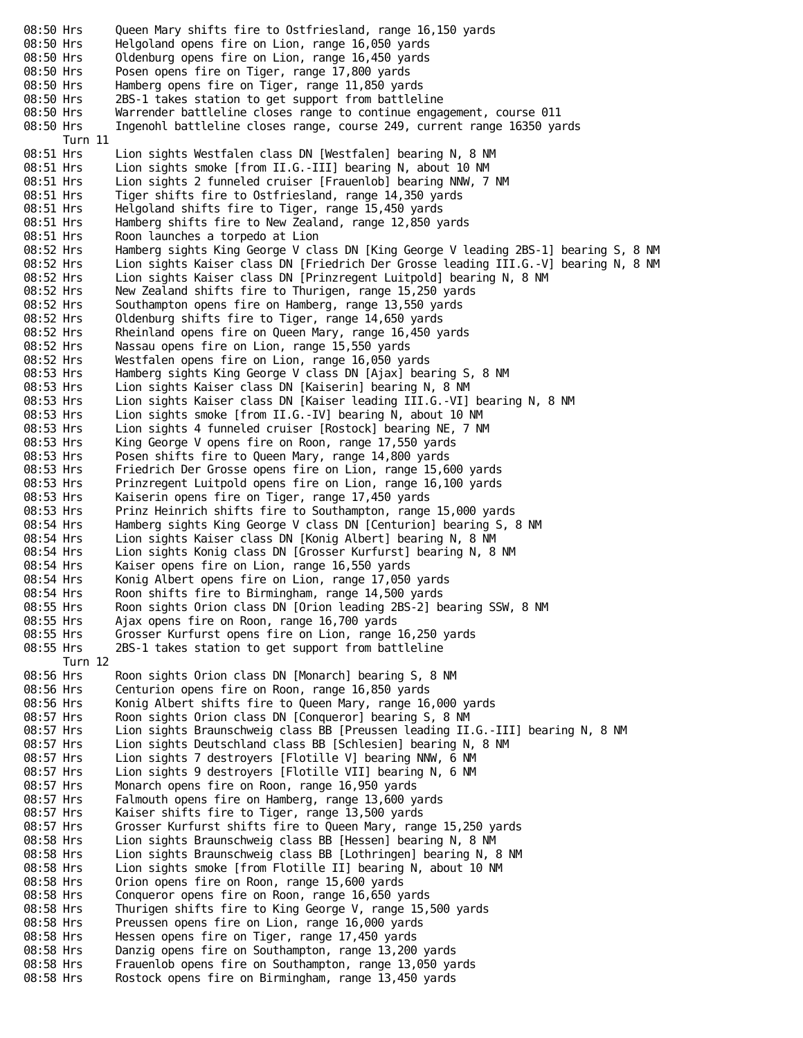```
08:50 Hrs     Queen Mary shifts fire to Ostfriesland, range 16,150 yards
08:50 Hrs     Helgoland opens fire on Lion, range 16,050 yards
08:50 Hrs     Oldenburg opens fire on Lion, range 16,450 yards
08:50 Hrs     Posen opens fire on Tiger, range 17,800 yards
08:50 Hrs     Hamberg opens fire on Tiger, range 11,850 yards
08:50 Hrs     2BS-1 takes station to get support from battleline
08:50 Hrs     Warrender battleline closes range to continue engagement, course 011
08:50 Hrs     Ingenohl battleline closes range, course 249, current range 16350 yards
      Turn 11
08:51 Hrs     Lion sights Westfalen class DN [Westfalen] bearing N, 8 NM
08:51 Hrs     Lion sights smoke [from II.G.-III] bearing N, about 10 NM
08:51 Hrs     Lion sights 2 funneled cruiser [Frauenlob] bearing NNW, 7 NM
08:51 Hrs     Tiger shifts fire to Ostfriesland, range 14,350 yards
08:51 Hrs     Helgoland shifts fire to Tiger, range 15,450 yards
08:51 Hrs     Hamberg shifts fire to New Zealand, range 12,850 yards
08:51 Hrs     Roon launches a torpedo at Lion
08:52 Hrs     Hamberg sights King George V class DN [King George V leading 2BS-1] bearing S, 8 NM
08:52 Hrs     Lion sights Kaiser class DN [Friedrich Der Grosse leading III.G.-V] bearing N, 8 NM
08:52 Hrs     Lion sights Kaiser class DN [Prinzregent Luitpold] bearing N, 8 NM
08:52 Hrs     New Zealand shifts fire to Thurigen, range 15,250 yards
08:52 Hrs     Southampton opens fire on Hamberg, range 13,550 yards
08:52 Hrs     Oldenburg shifts fire to Tiger, range 14,650 yards
08:52 Hrs     Rheinland opens fire on Queen Mary, range 16,450 yards
08:52 Hrs     Nassau opens fire on Lion, range 15,550 yards
08:52 Hrs     Westfalen opens fire on Lion, range 16,050 yards
08:53 Hrs     Hamberg sights King George V class DN [Ajax] bearing S, 8 NM
08:53 Hrs     Lion sights Kaiser class DN [Kaiserin] bearing N, 8 NM
08:53 Hrs     Lion sights Kaiser class DN [Kaiser leading III.G.-VI] bearing N, 8 NM
08:53 Hrs     Lion sights smoke [from II.G.-IV] bearing N, about 10 NM
08:53 Hrs     Lion sights 4 funneled cruiser [Rostock] bearing NE, 7 NM
08:53 Hrs     King George V opens fire on Roon, range 17,550 yards
08:53 Hrs     Posen shifts fire to Queen Mary, range 14,800 yards
08:53 Hrs     Friedrich Der Grosse opens fire on Lion, range 15,600 yards
08:53 Hrs     Prinzregent Luitpold opens fire on Lion, range 16,100 yards
08:53 Hrs     Kaiserin opens fire on Tiger, range 17,450 yards
08:53 Hrs     Prinz Heinrich shifts fire to Southampton, range 15,000 yards
08:54 Hrs     Hamberg sights King George V class DN [Centurion] bearing S, 8 NM
08:54 Hrs     Lion sights Kaiser class DN [Konig Albert] bearing N, 8 NM
08:54 Hrs     Lion sights Konig class DN [Grosser Kurfurst] bearing N, 8 NM
08:54 Hrs     Kaiser opens fire on Lion, range 16,550 yards
08:54 Hrs     Konig Albert opens fire on Lion, range 17,050 yards
08:54 Hrs     Roon shifts fire to Birmingham, range 14,500 yards
08:55 Hrs     Roon sights Orion class DN [Orion leading 2BS-2] bearing SSW, 8 NM
08:55 Hrs     Ajax opens fire on Roon, range 16,700 yards
08:55 Hrs     Grosser Kurfurst opens fire on Lion, range 16,250 yards
08:55 Hrs     2BS-1 takes station to get support from battleline
      Turn 12
08:56 Hrs     Roon sights Orion class DN [Monarch] bearing S, 8 NM
08:56 Hrs     Centurion opens fire on Roon, range 16,850 yards
08:56 Hrs     Konig Albert shifts fire to Queen Mary, range 16,000 yards
08:57 Hrs     Roon sights Orion class DN [Conqueror] bearing S, 8 NM
08:57 Hrs     Lion sights Braunschweig class BB [Preussen leading II.G.-III] bearing N, 8 NM
08:57 Hrs     Lion sights Deutschland class BB [Schlesien] bearing N, 8 NM
08:57 Hrs     Lion sights 7 destroyers [Flotille V] bearing NNW, 6 NM
08:57 Hrs     Lion sights 9 destroyers [Flotille VII] bearing N, 6 NM
08:57 Hrs     Monarch opens fire on Roon, range 16,950 yards
08:57 Hrs     Falmouth opens fire on Hamberg, range 13,600 yards
08:57 Hrs     Kaiser shifts fire to Tiger, range 13,500 yards
08:57 Hrs     Grosser Kurfurst shifts fire to Queen Mary, range 15,250 yards
08:58 Hrs     Lion sights Braunschweig class BB [Hessen] bearing N, 8 NM
08:58 Hrs     Lion sights Braunschweig class BB [Lothringen] bearing N, 8 NM
08:58 Hrs     Lion sights smoke [from Flotille II] bearing N, about 10 NM
08:58 Hrs     Orion opens fire on Roon, range 15,600 yards
08:58 Hrs     Conqueror opens fire on Roon, range 16,650 yards
08:58 Hrs     Thurigen shifts fire to King George V, range 15,500 yards
08:58 Hrs     Preussen opens fire on Lion, range 16,000 yards
08:58 Hrs     Hessen opens fire on Tiger, range 17,450 yards
08:58 Hrs     Danzig opens fire on Southampton, range 13,200 yards
08:58 Hrs     Frauenlob opens fire on Southampton, range 13,050 yards
08:58 Hrs     Rostock opens fire on Birmingham, range 13,450 yards
```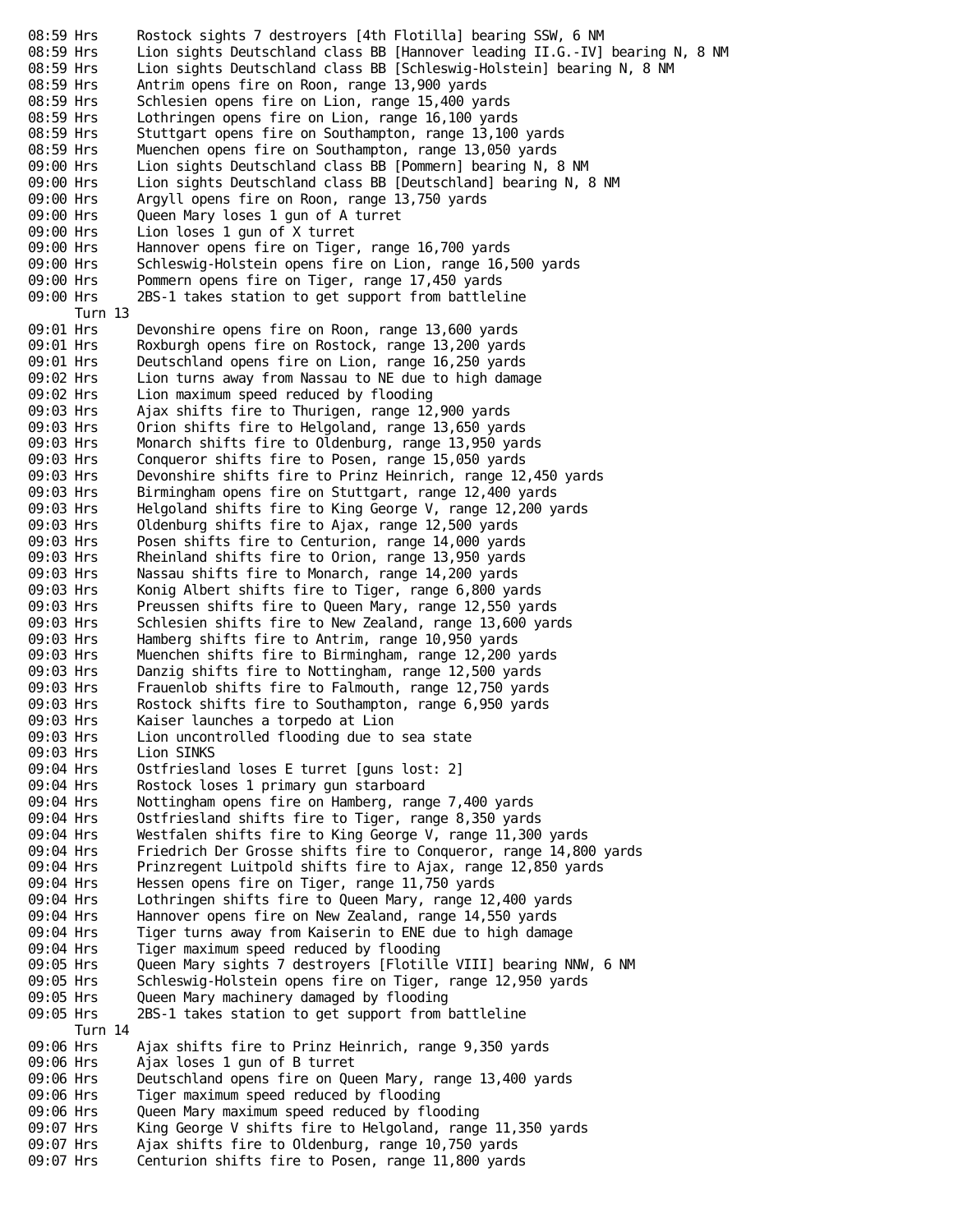```
08:59 Hrs     Rostock sights 7 destroyers [4th Flotilla] bearing SSW, 6 NM
08:59 Hrs     Lion sights Deutschland class BB [Hannover leading II.G.-IV] bearing N, 8 NM
08:59 Hrs     Lion sights Deutschland class BB [Schleswig-Holstein] bearing N, 8 NM
08:59 Hrs     Antrim opens fire on Roon, range 13,900 yards
08:59 Hrs     Schlesien opens fire on Lion, range 15,400 yards
08:59 Hrs     Lothringen opens fire on Lion, range 16,100 yards
08:59 Hrs     Stuttgart opens fire on Southampton, range 13,100 yards
08:59 Hrs     Muenchen opens fire on Southampton, range 13,050 yards
09:00 Hrs     Lion sights Deutschland class BB [Pommern] bearing N, 8 NM
09:00 Hrs     Lion sights Deutschland class BB [Deutschland] bearing N, 8 NM
09:00 Hrs     Argyll opens fire on Roon, range 13,750 yards
09:00 Hrs     Queen Mary loses 1 gun of A turret
09:00 Hrs     Lion loses 1 gun of X turret
09:00 Hrs     Hannover opens fire on Tiger, range 16,700 yards
09:00 Hrs     Schleswig-Holstein opens fire on Lion, range 16,500 yards
09:00 Hrs     Pommern opens fire on Tiger, range 17,450 yards
09:00 Hrs     2BS-1 takes station to get support from battleline
      Turn 13
09:01 Hrs     Devonshire opens fire on Roon, range 13,600 yards
09:01 Hrs     Roxburgh opens fire on Rostock, range 13,200 yards
09:01 Hrs     Deutschland opens fire on Lion, range 16,250 yards
09:02 Hrs     Lion turns away from Nassau to NE due to high damage
09:02 Hrs     Lion maximum speed reduced by flooding
09:03 Hrs     Ajax shifts fire to Thurigen, range 12,900 yards
09:03 Hrs     Orion shifts fire to Helgoland, range 13,650 yards
09:03 Hrs     Monarch shifts fire to Oldenburg, range 13,950 yards
09:03 Hrs     Conqueror shifts fire to Posen, range 15,050 yards
09:03 Hrs     Devonshire shifts fire to Prinz Heinrich, range 12,450 yards
09:03 Hrs     Birmingham opens fire on Stuttgart, range 12,400 yards
09:03 Hrs     Helgoland shifts fire to King George V, range 12,200 yards
09:03 Hrs     Oldenburg shifts fire to Ajax, range 12,500 yards
09:03 Hrs     Posen shifts fire to Centurion, range 14,000 yards
09:03 Hrs     Rheinland shifts fire to Orion, range 13,950 yards
09:03 Hrs     Nassau shifts fire to Monarch, range 14,200 yards
09:03 Hrs     Konig Albert shifts fire to Tiger, range 6,800 yards
09:03 Hrs     Preussen shifts fire to Queen Mary, range 12,550 yards
09:03 Hrs     Schlesien shifts fire to New Zealand, range 13,600 yards
09:03 Hrs     Hamberg shifts fire to Antrim, range 10,950 yards
09:03 Hrs     Muenchen shifts fire to Birmingham, range 12,200 yards
09:03 Hrs     Danzig shifts fire to Nottingham, range 12,500 yards
09:03 Hrs     Frauenlob shifts fire to Falmouth, range 12,750 yards
09:03 Hrs     Rostock shifts fire to Southampton, range 6,950 yards
09:03 Hrs     Kaiser launches a torpedo at Lion
09:03 Hrs     Lion uncontrolled flooding due to sea state
09:03 Hrs     Lion SINKS
09:04 Hrs     Ostfriesland loses E turret [guns lost: 2]
09:04 Hrs     Rostock loses 1 primary gun starboard
09:04 Hrs     Nottingham opens fire on Hamberg, range 7,400 yards
09:04 Hrs     Ostfriesland shifts fire to Tiger, range 8,350 yards
09:04 Hrs     Westfalen shifts fire to King George V, range 11,300 yards
09:04 Hrs     Friedrich Der Grosse shifts fire to Conqueror, range 14,800 yards
09:04 Hrs     Prinzregent Luitpold shifts fire to Ajax, range 12,850 yards
09:04 Hrs     Hessen opens fire on Tiger, range 11,750 yards
09:04 Hrs     Lothringen shifts fire to Queen Mary, range 12,400 yards
09:04 Hrs     Hannover opens fire on New Zealand, range 14,550 yards
09:04 Hrs     Tiger turns away from Kaiserin to ENE due to high damage
09:04 Hrs     Tiger maximum speed reduced by flooding
09:05 Hrs     Queen Mary sights 7 destroyers [Flotille VIII] bearing NNW, 6 NM
09:05 Hrs     Schleswig-Holstein opens fire on Tiger, range 12,950 yards
09:05 Hrs     Queen Mary machinery damaged by flooding
09:05 Hrs     2BS-1 takes station to get support from battleline
      Turn 14
09:06 Hrs     Ajax shifts fire to Prinz Heinrich, range 9,350 yards
09:06 Hrs     Ajax loses 1 gun of B turret
09:06 Hrs     Deutschland opens fire on Queen Mary, range 13,400 yards
09:06 Hrs     Tiger maximum speed reduced by flooding
09:06 Hrs     Queen Mary maximum speed reduced by flooding
09:07 Hrs     King George V shifts fire to Helgoland, range 11,350 yards
09:07 Hrs     Ajax shifts fire to Oldenburg, range 10,750 yards
09:07 Hrs     Centurion shifts fire to Posen, range 11,800 yards
```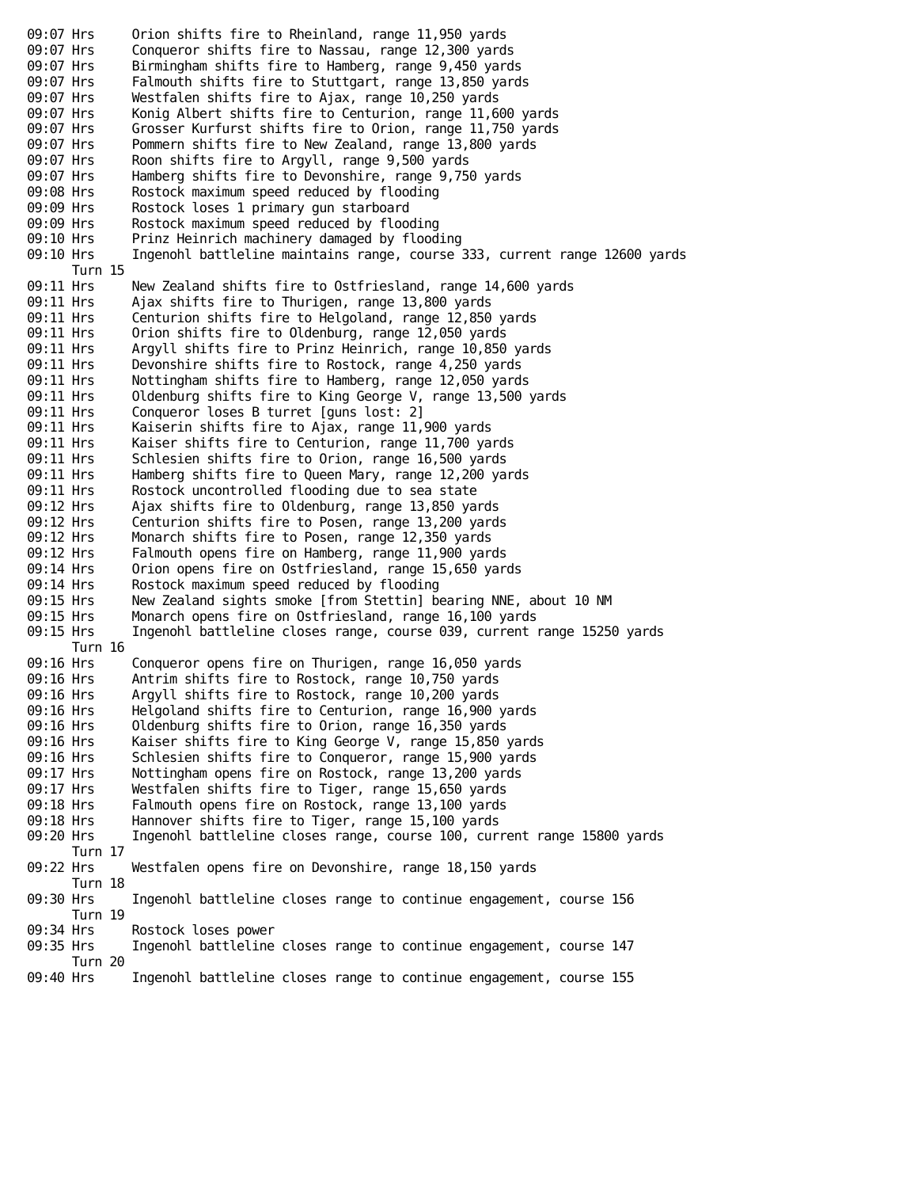```
09:07 Hrs     Orion shifts fire to Rheinland, range 11,950 yards
09:07 Hrs     Conqueror shifts fire to Nassau, range 12,300 yards
09:07 Hrs     Birmingham shifts fire to Hamberg, range 9,450 yards
09:07 Hrs     Falmouth shifts fire to Stuttgart, range 13,850 yards
09:07 Hrs     Westfalen shifts fire to Ajax, range 10,250 yards
09:07 Hrs     Konig Albert shifts fire to Centurion, range 11,600 yards
09:07 Hrs     Grosser Kurfurst shifts fire to Orion, range 11,750 yards
09:07 Hrs     Pommern shifts fire to New Zealand, range 13,800 yards
09:07 Hrs     Roon shifts fire to Argyll, range 9,500 yards
09:07 Hrs     Hamberg shifts fire to Devonshire, range 9,750 yards
09:08 Hrs     Rostock maximum speed reduced by flooding
09:09 Hrs     Rostock loses 1 primary gun starboard
09:09 Hrs     Rostock maximum speed reduced by flooding
09:10 Hrs     Prinz Heinrich machinery damaged by flooding
09:10 Hrs     Ingenohl battleline maintains range, course 333, current range 12600 yards
      Turn 15
09:11 Hrs     New Zealand shifts fire to Ostfriesland, range 14,600 yards
09:11 Hrs     Ajax shifts fire to Thurigen, range 13,800 yards
09:11 Hrs     Centurion shifts fire to Helgoland, range 12,850 yards
09:11 Hrs     Orion shifts fire to Oldenburg, range 12,050 yards
09:11 Hrs     Argyll shifts fire to Prinz Heinrich, range 10,850 yards
09:11 Hrs     Devonshire shifts fire to Rostock, range 4,250 yards
09:11 Hrs     Nottingham shifts fire to Hamberg, range 12,050 yards
09:11 Hrs     Oldenburg shifts fire to King George V, range 13,500 yards
09:11 Hrs     Conqueror loses B turret [guns lost: 2]
09:11 Hrs     Kaiserin shifts fire to Ajax, range 11,900 yards
09:11 Hrs     Kaiser shifts fire to Centurion, range 11,700 yards
09:11 Hrs     Schlesien shifts fire to Orion, range 16,500 yards
09:11 Hrs     Hamberg shifts fire to Queen Mary, range 12,200 yards
09:11 Hrs     Rostock uncontrolled flooding due to sea state
09:12 Hrs     Ajax shifts fire to Oldenburg, range 13,850 yards
09:12 Hrs     Centurion shifts fire to Posen, range 13,200 yards
09:12 Hrs     Monarch shifts fire to Posen, range 12,350 yards
09:12 Hrs     Falmouth opens fire on Hamberg, range 11,900 yards
09:14 Hrs     Orion opens fire on Ostfriesland, range 15,650 yards
09:14 Hrs     Rostock maximum speed reduced by flooding
09:15 Hrs     New Zealand sights smoke [from Stettin] bearing NNE, about 10 NM
09:15 Hrs     Monarch opens fire on Ostfriesland, range 16,100 yards
09:15 Hrs     Ingenohl battleline closes range, course 039, current range 15250 yards
      Turn 16
09:16 Hrs     Conqueror opens fire on Thurigen, range 16,050 yards
09:16 Hrs     Antrim shifts fire to Rostock, range 10,750 yards
09:16 Hrs     Argyll shifts fire to Rostock, range 10,200 yards
09:16 Hrs     Helgoland shifts fire to Centurion, range 16,900 yards
09:16 Hrs     Oldenburg shifts fire to Orion, range 16,350 yards
09:16 Hrs     Kaiser shifts fire to King George V, range 15,850 yards
09:16 Hrs     Schlesien shifts fire to Conqueror, range 15,900 yards
09:17 Hrs     Nottingham opens fire on Rostock, range 13,200 yards
09:17 Hrs     Westfalen shifts fire to Tiger, range 15,650 yards
09:18 Hrs     Falmouth opens fire on Rostock, range 13,100 yards
09:18 Hrs     Hannover shifts fire to Tiger, range 15,100 yards
09:20 Hrs     Ingenohl battleline closes range, course 100, current range 15800 yards
      Turn 17
09:22 Hrs     Westfalen opens fire on Devonshire, range 18,150 yards
      Turn 18
09:30 Hrs     Ingenohl battleline closes range to continue engagement, course 156
      Turn 19
09:34 Hrs     Rostock loses power
09:35 Hrs     Ingenohl battleline closes range to continue engagement, course 147
      Turn 20
09:40 Hrs     Ingenohl battleline closes range to continue engagement, course 155
```